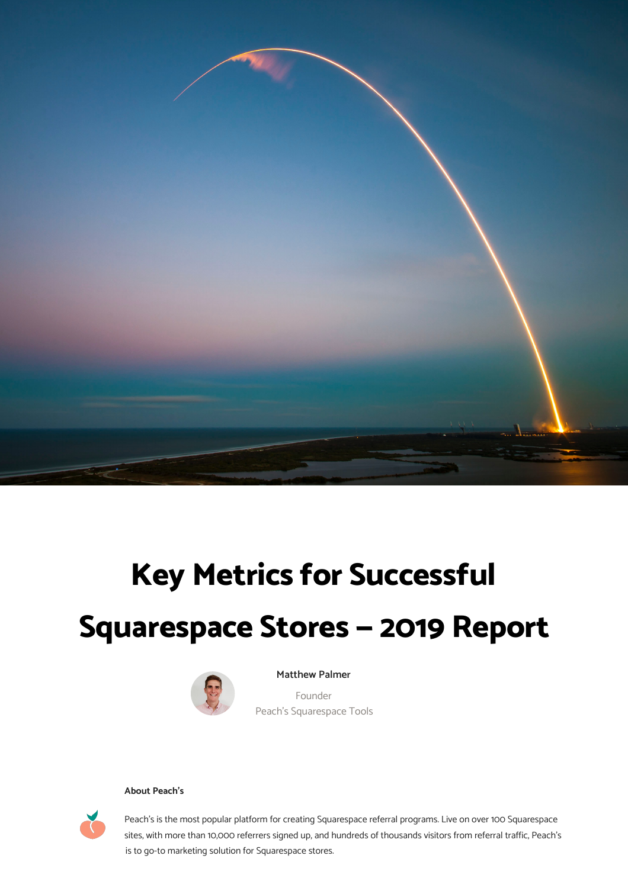# Key Metrics for Successful Squarespace Stores – 2019 Report

**Matthew Palmer**

Founder
Peach's Squarespace Tools

**About Peach's**

Peach's is the most popular platform for creating Squarespace referral programs. Live on over 100 Squarespace sites, with more than 10,000 referrers signed up, and hundreds of thousands visitors from referral traffic, Peach's is to go-to marketing solution for Squarespace stores.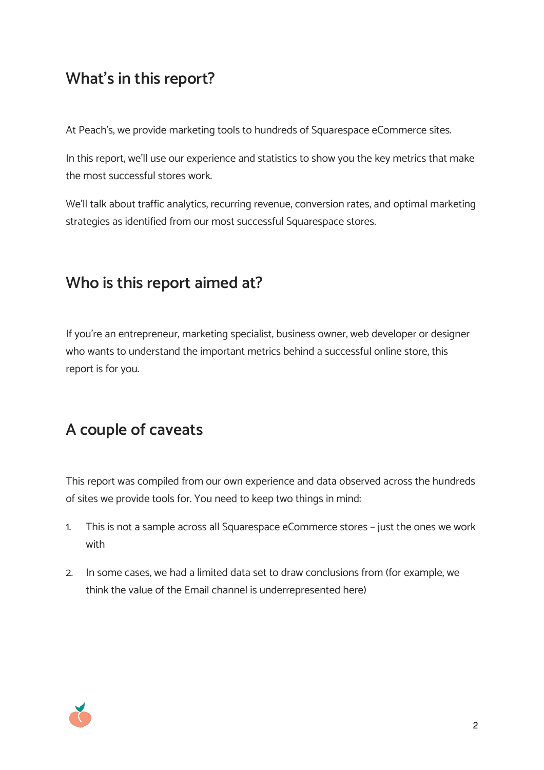## What's in this report?

At Peach's, we provide marketing tools to hundreds of Squarespace eCommerce sites.

In this report, we'll use our experience and statistics to show you the key metrics that make the most successful stores work.

We'll talk about traffic analytics, recurring revenue, conversion rates, and optimal marketing strategies as identified from our most successful Squarespace stores.

## Who is this report aimed at?

If you're an entrepreneur, marketing specialist, business owner, web developer or designer who wants to understand the important metrics behind a successful online store, this report is for you.

## A couple of caveats

This report was compiled from our own experience and data observed across the hundreds of sites we provide tools for. You need to keep two things in mind:

1. This is not a sample across all Squarespace eCommerce stores – just the ones we work with
2. In some cases, we had a limited data set to draw conclusions from (for example, we think the value of the Email channel is underrepresented here)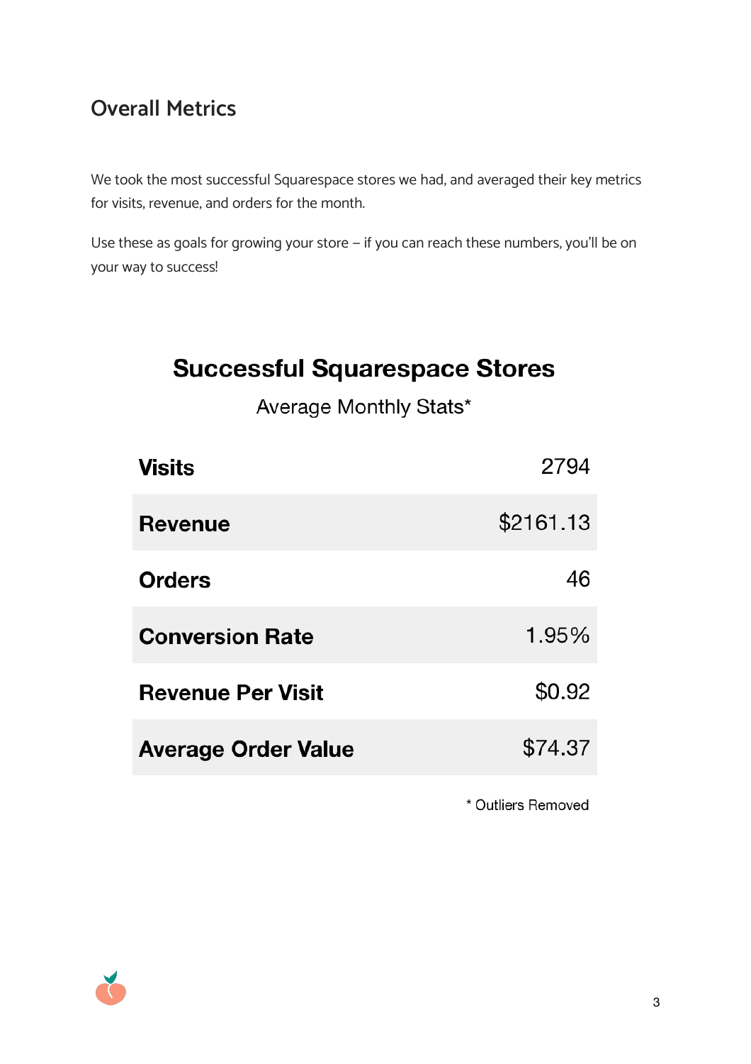## Overall Metrics

We took the most successful Squarespace stores we had, and averaged their key metrics for visits, revenue, and orders for the month.

Use these as goals for growing your store – if you can reach these numbers, you'll be on your way to success!

### Successful Squarespace Stores

Average Monthly Stats*

| | |
|---|---|
| **Visits** | 2794 |
| **Revenue** | $2161.13 |
| **Orders** | 46 |
| **Conversion Rate** | 1.95% |
| **Revenue Per Visit** | $0.92 |
| **Average Order Value** | $74.37 |

* Outliers Removed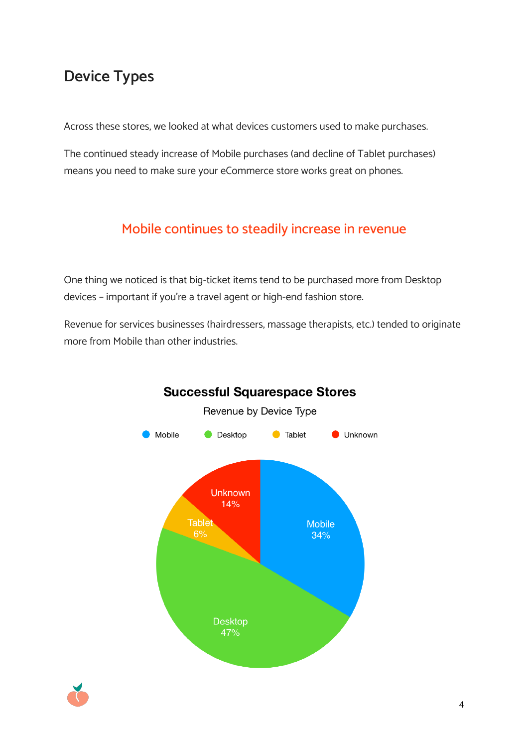## Device Types

Across these stores, we looked at what devices customers used to make purchases.

The continued steady increase of Mobile purchases (and decline of Tablet purchases) means you need to make sure your eCommerce store works great on phones.

### Mobile continues to steadily increase in revenue

One thing we noticed is that big-ticket items tend to be purchased more from Desktop devices – important if you're a travel agent or high-end fashion store.

Revenue for services businesses (hairdressers, massage therapists, etc.) tended to originate more from Mobile than other industries.

**Successful Squarespace Stores**

Revenue by Device Type

| Device Type | Revenue |
|---|---|
| Mobile | 34% |
| Desktop | 47% |
| Tablet | 6% |
| Unknown | 14% |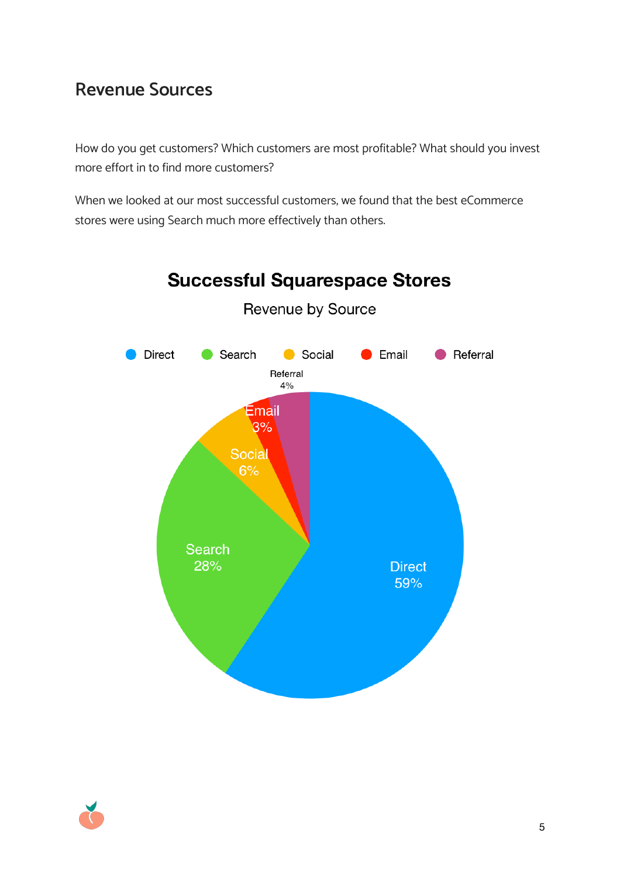## Revenue Sources

How do you get customers? Which customers are most profitable? What should you invest more effort in to find more customers?

When we looked at our most successful customers, we found that the best eCommerce stores were using Search much more effectively than others.

**Successful Squarespace Stores**

Revenue by Source

| Source | Share |
|---|---|
| Direct | 59% |
| Search | 28% |
| Social | 6% |
| Email | 3% |
| Referral | 4% |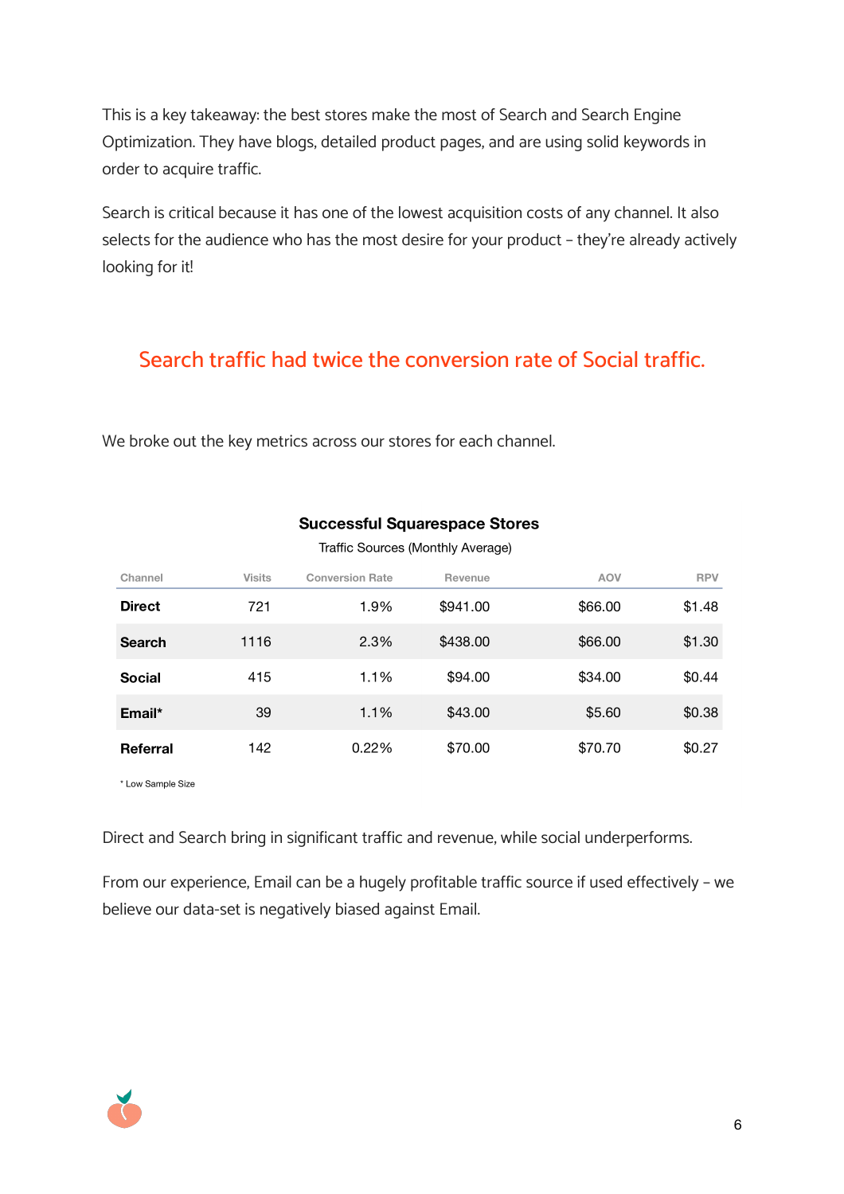This is a key takeaway: the best stores make the most of Search and Search Engine Optimization. They have blogs, detailed product pages, and are using solid keywords in order to acquire traffic.

Search is critical because it has one of the lowest acquisition costs of any channel. It also selects for the audience who has the most desire for your product – they're already actively looking for it!

## Search traffic had twice the conversion rate of Social traffic.

We broke out the key metrics across our stores for each channel.

**Successful Squarespace Stores**

Traffic Sources (Monthly Average)

| Channel | Visits | Conversion Rate | Revenue | AOV | RPV |
|---|---|---|---|---|---|
| **Direct** | 721 | 1.9% | $941.00 | $66.00 | $1.48 |
| **Search** | 1116 | 2.3% | $438.00 | $66.00 | $1.30 |
| **Social** | 415 | 1.1% | $94.00 | $34.00 | $0.44 |
| **Email*** | 39 | 1.1% | $43.00 | $5.60 | $0.38 |
| **Referral** | 142 | 0.22% | $70.00 | $70.70 | $0.27 |

* Low Sample Size

Direct and Search bring in significant traffic and revenue, while social underperforms.

From our experience, Email can be a hugely profitable traffic source if used effectively – we believe our data-set is negatively biased against Email.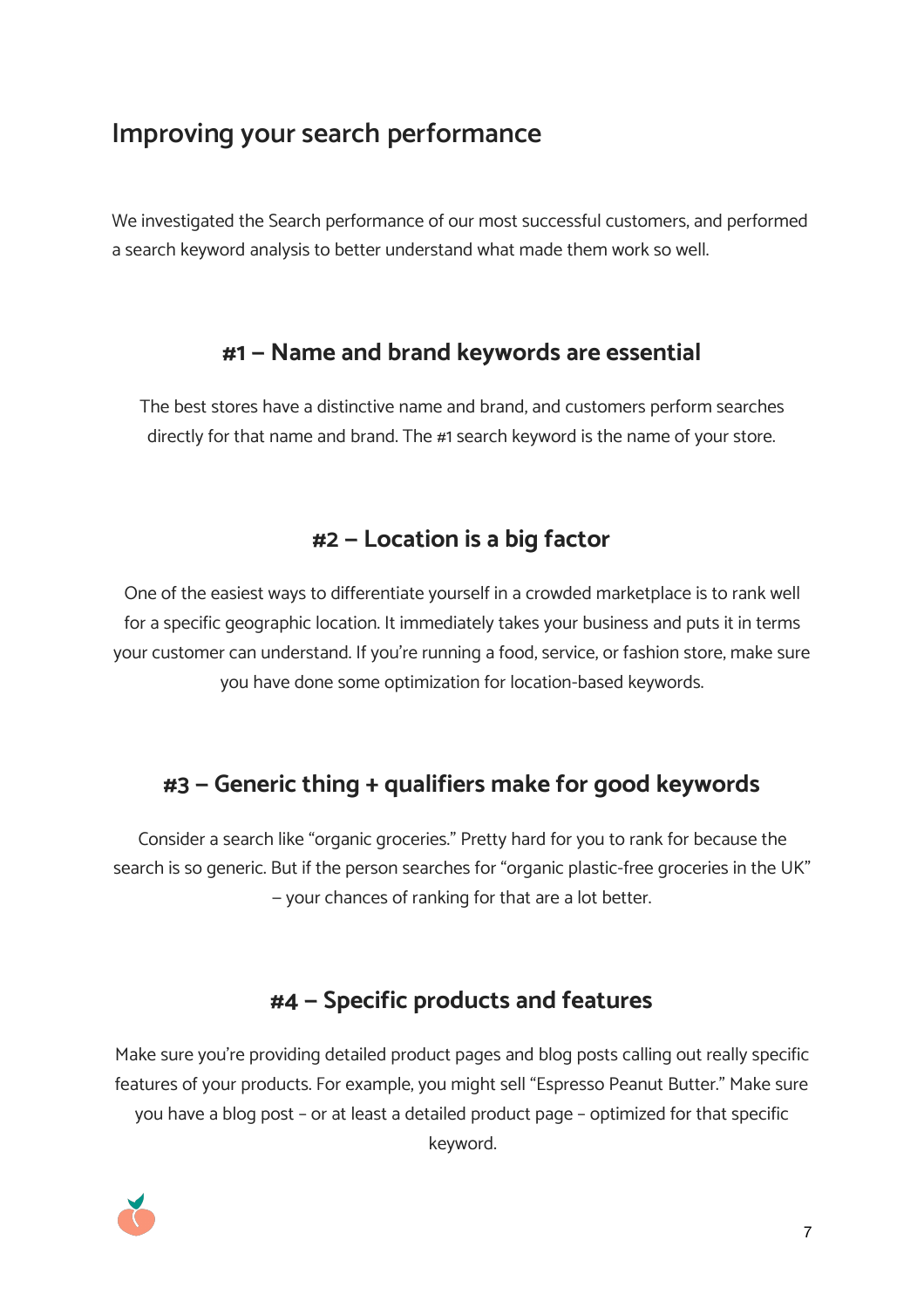# Improving your search performance

We investigated the Search performance of our most successful customers, and performed a search keyword analysis to better understand what made them work so well.

## #1 – Name and brand keywords are essential

The best stores have a distinctive name and brand, and customers perform searches directly for that name and brand. The #1 search keyword is the name of your store.

## #2 – Location is a big factor

One of the easiest ways to differentiate yourself in a crowded marketplace is to rank well for a specific geographic location. It immediately takes your business and puts it in terms your customer can understand. If you're running a food, service, or fashion store, make sure you have done some optimization for location-based keywords.

## #3 – Generic thing + qualifiers make for good keywords

Consider a search like "organic groceries." Pretty hard for you to rank for because the search is so generic. But if the person searches for "organic plastic-free groceries in the UK" – your chances of ranking for that are a lot better.

## #4 – Specific products and features

Make sure you're providing detailed product pages and blog posts calling out really specific features of your products. For example, you might sell "Espresso Peanut Butter." Make sure you have a blog post – or at least a detailed product page – optimized for that specific keyword.